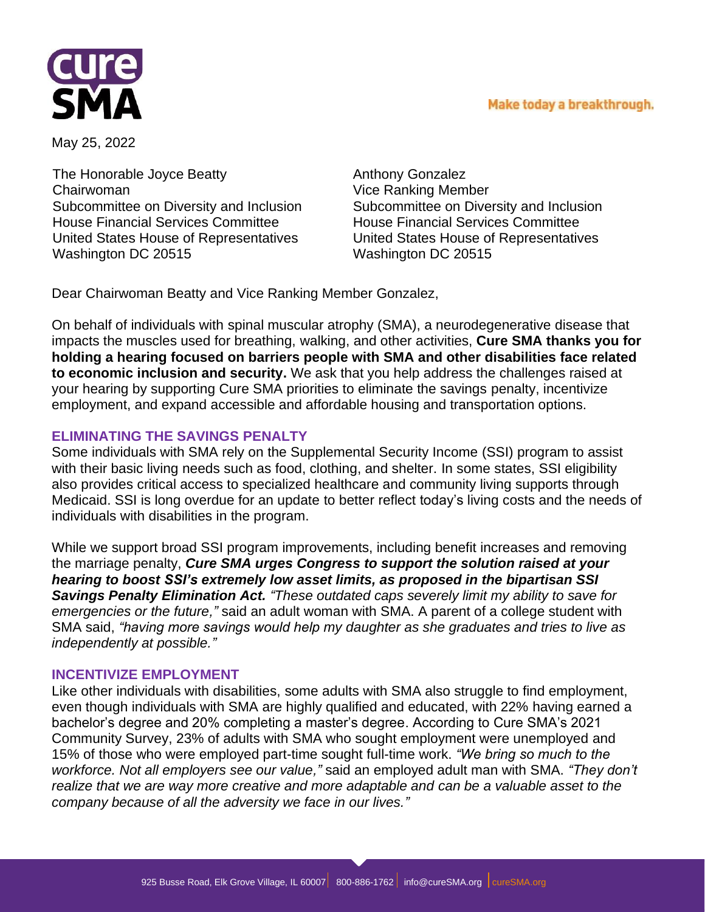**cure SMA**

Make today a breakthrough.

May 25, 2022

The Honorable Joyce Beatty
Chairwoman
Subcommittee on Diversity and Inclusion
House Financial Services Committee
United States House of Representatives
Washington DC 20515

Anthony Gonzalez
Vice Ranking Member
Subcommittee on Diversity and Inclusion
House Financial Services Committee
United States House of Representatives
Washington DC 20515

Dear Chairwoman Beatty and Vice Ranking Member Gonzalez,

On behalf of individuals with spinal muscular atrophy (SMA), a neurodegenerative disease that impacts the muscles used for breathing, walking, and other activities, **Cure SMA thanks you for holding a hearing focused on barriers people with SMA and other disabilities face related to economic inclusion and security.** We ask that you help address the challenges raised at your hearing by supporting Cure SMA priorities to eliminate the savings penalty, incentivize employment, and expand accessible and affordable housing and transportation options.

## ELIMINATING THE SAVINGS PENALTY

Some individuals with SMA rely on the Supplemental Security Income (SSI) program to assist with their basic living needs such as food, clothing, and shelter. In some states, SSI eligibility also provides critical access to specialized healthcare and community living supports through Medicaid. SSI is long overdue for an update to better reflect today's living costs and the needs of individuals with disabilities in the program.

While we support broad SSI program improvements, including benefit increases and removing the marriage penalty, ***Cure SMA urges Congress to support the solution raised at your hearing to boost SSI's extremely low asset limits, as proposed in the bipartisan SSI Savings Penalty Elimination Act.*** *"These outdated caps severely limit my ability to save for emergencies or the future,"* said an adult woman with SMA. A parent of a college student with SMA said, *"having more savings would help my daughter as she graduates and tries to live as independently at possible."*

## INCENTIVIZE EMPLOYMENT

Like other individuals with disabilities, some adults with SMA also struggle to find employment, even though individuals with SMA are highly qualified and educated, with 22% having earned a bachelor's degree and 20% completing a master's degree. According to Cure SMA's 2021 Community Survey, 23% of adults with SMA who sought employment were unemployed and 15% of those who were employed part-time sought full-time work. *"We bring so much to the workforce. Not all employers see our value,"* said an employed adult man with SMA. *"They don't realize that we are way more creative and more adaptable and can be a valuable asset to the company because of all the adversity we face in our lives."*

925 Busse Road, Elk Grove Village, IL 60007 | 800-886-1762 | info@cureSMA.org | cureSMA.org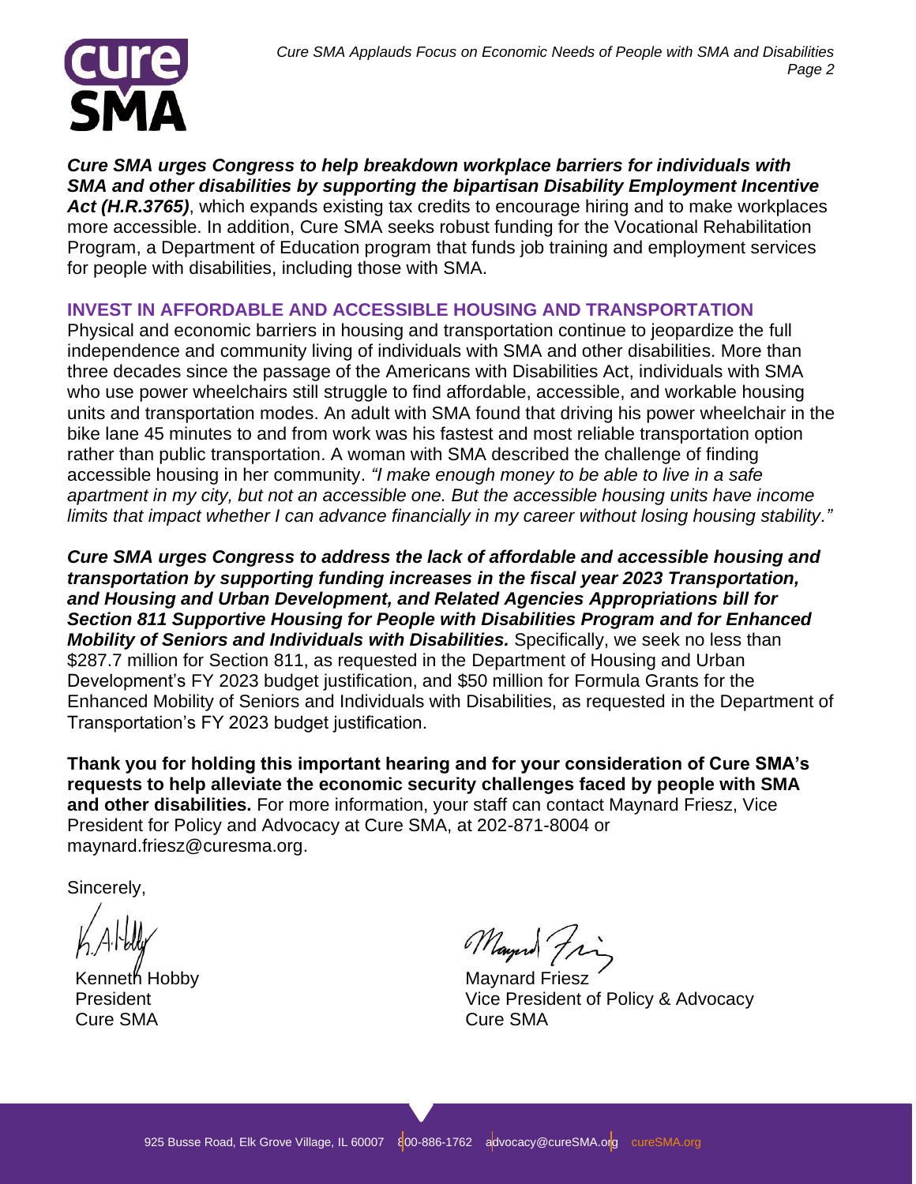***Cure SMA urges Congress to help breakdown workplace barriers for individuals with SMA and other disabilities by supporting the bipartisan Disability Employment Incentive Act (H.R.3765)***, which expands existing tax credits to encourage hiring and to make workplaces more accessible. In addition, Cure SMA seeks robust funding for the Vocational Rehabilitation Program, a Department of Education program that funds job training and employment services for people with disabilities, including those with SMA.

## INVEST IN AFFORDABLE AND ACCESSIBLE HOUSING AND TRANSPORTATION

Physical and economic barriers in housing and transportation continue to jeopardize the full independence and community living of individuals with SMA and other disabilities. More than three decades since the passage of the Americans with Disabilities Act, individuals with SMA who use power wheelchairs still struggle to find affordable, accessible, and workable housing units and transportation modes. An adult with SMA found that driving his power wheelchair in the bike lane 45 minutes to and from work was his fastest and most reliable transportation option rather than public transportation. A woman with SMA described the challenge of finding accessible housing in her community. *"I make enough money to be able to live in a safe apartment in my city, but not an accessible one. But the accessible housing units have income limits that impact whether I can advance financially in my career without losing housing stability."*

***Cure SMA urges Congress to address the lack of affordable and accessible housing and transportation by supporting funding increases in the fiscal year 2023 Transportation, and Housing and Urban Development, and Related Agencies Appropriations bill for Section 811 Supportive Housing for People with Disabilities Program and for Enhanced Mobility of Seniors and Individuals with Disabilities.*** Specifically, we seek no less than $287.7 million for Section 811, as requested in the Department of Housing and Urban Development's FY 2023 budget justification, and $50 million for Formula Grants for the Enhanced Mobility of Seniors and Individuals with Disabilities, as requested in the Department of Transportation's FY 2023 budget justification.

**Thank you for holding this important hearing and for your consideration of Cure SMA's requests to help alleviate the economic security challenges faced by people with SMA and other disabilities.** For more information, your staff can contact Maynard Friesz, Vice President for Policy and Advocacy at Cure SMA, at 202-871-8004 or maynard.friesz@curesma.org.

Sincerely,

Kenneth Hobby
President
Cure SMA

Maynard Friesz
Vice President of Policy & Advocacy
Cure SMA

925 Busse Road, Elk Grove Village, IL 60007 | 800-886-1762 | advocacy@cureSMA.org | cureSMA.org